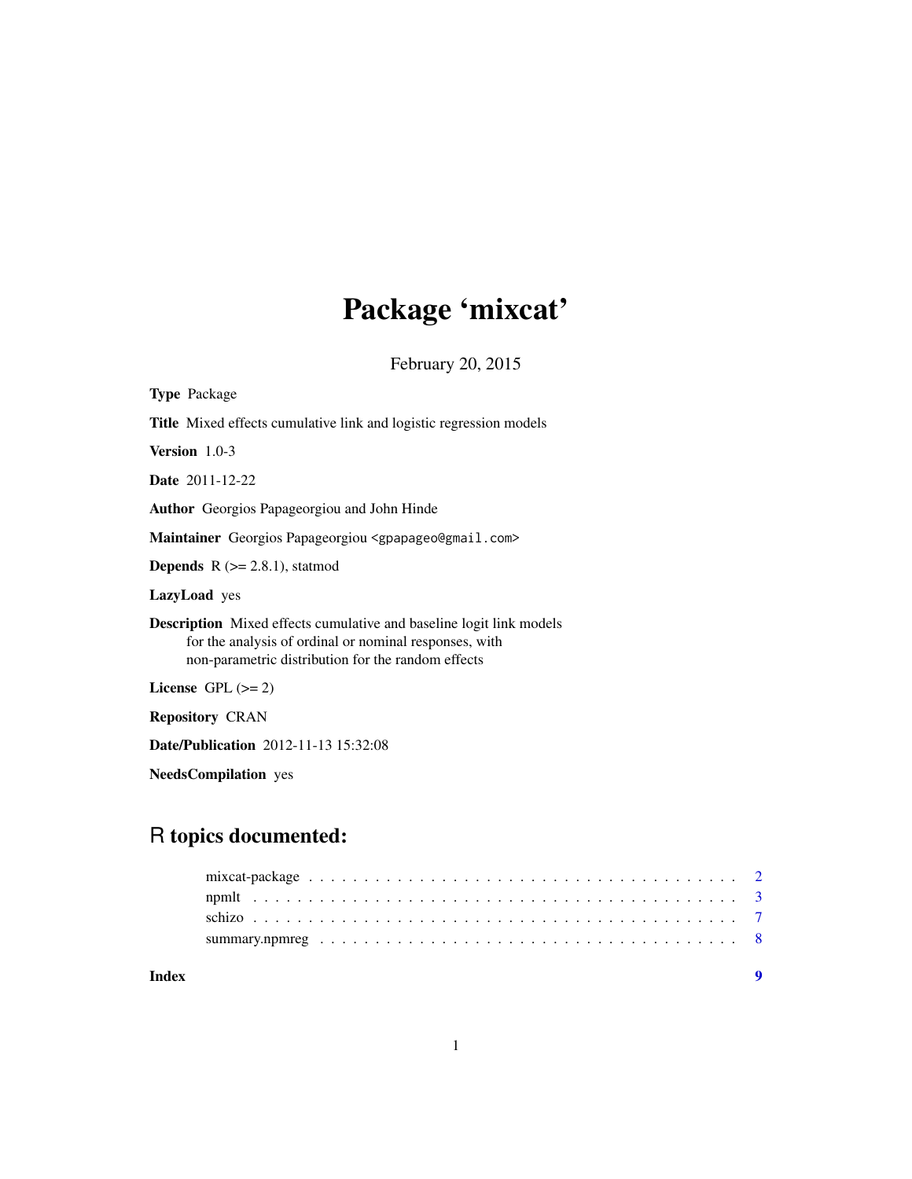# Package 'mixcat'

February 20, 2015

**Type** Package

**Title** Mixed effects cumulative link and logistic regression models

**Version** 1.0-3

**Date** 2011-12-22

**Author** Georgios Papageorgiou and John Hinde

**Maintainer** Georgios Papageorgiou <gpapageo@gmail.com>

**Depends** R (>= 2.8.1), statmod

**LazyLoad** yes

**Description** Mixed effects cumulative and baseline logit link models for the analysis of ordinal or nominal responses, with non-parametric distribution for the random effects

**License** GPL (>= 2)

**Repository** CRAN

**Date/Publication** 2012-11-13 15:32:08

**NeedsCompilation** yes

## R topics documented:

mixcat-package . . . . . . . . . . . . . . . . . . . . . . . . . . . . . . . . . . . . . . . 2
npmlt . . . . . . . . . . . . . . . . . . . . . . . . . . . . . . . . . . . . . . . . . . . . 3
schizo . . . . . . . . . . . . . . . . . . . . . . . . . . . . . . . . . . . . . . . . . . . . 7
summary.npmreg . . . . . . . . . . . . . . . . . . . . . . . . . . . . . . . . . . . . . . 8

**Index** **9**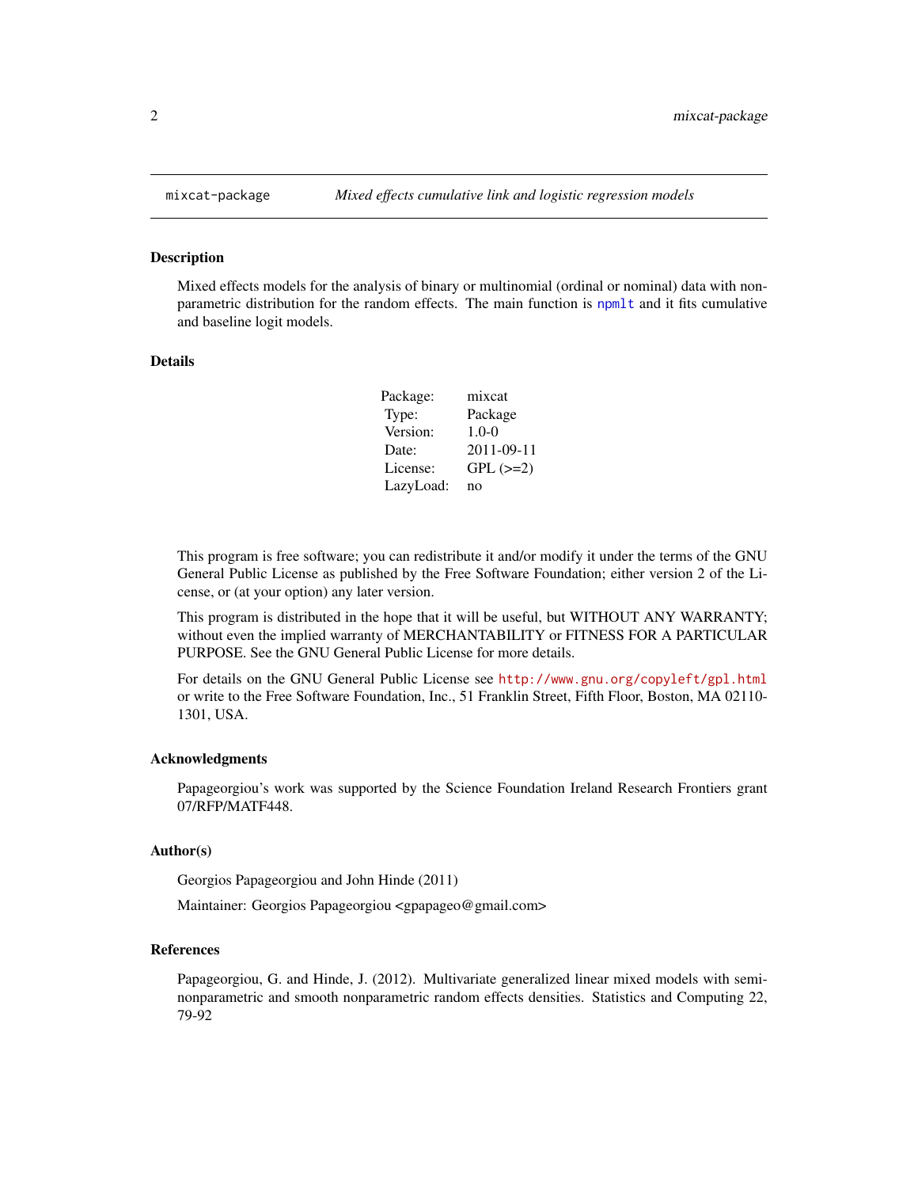mixcat-package *Mixed effects cumulative link and logistic regression models*

## Description

Mixed effects models for the analysis of binary or multinomial (ordinal or nominal) data with non-parametric distribution for the random effects. The main function is npmlt and it fits cumulative and baseline logit models.

## Details

| | |
|---|---|
| Package: | mixcat |
| Type: | Package |
| Version: | 1.0-0 |
| Date: | 2011-09-11 |
| License: | GPL (>=2) |
| LazyLoad: | no |

This program is free software; you can redistribute it and/or modify it under the terms of the GNU General Public License as published by the Free Software Foundation; either version 2 of the License, or (at your option) any later version.

This program is distributed in the hope that it will be useful, but WITHOUT ANY WARRANTY; without even the implied warranty of MERCHANTABILITY or FITNESS FOR A PARTICULAR PURPOSE. See the GNU General Public License for more details.

For details on the GNU General Public License see http://www.gnu.org/copyleft/gpl.html or write to the Free Software Foundation, Inc., 51 Franklin Street, Fifth Floor, Boston, MA 02110-1301, USA.

## Acknowledgments

Papageorgiou's work was supported by the Science Foundation Ireland Research Frontiers grant 07/RFP/MATF448.

## Author(s)

Georgios Papageorgiou and John Hinde (2011)

Maintainer: Georgios Papageorgiou <gpapageo@gmail.com>

## References

Papageorgiou, G. and Hinde, J. (2012). Multivariate generalized linear mixed models with semi-nonparametric and smooth nonparametric random effects densities. Statistics and Computing 22, 79-92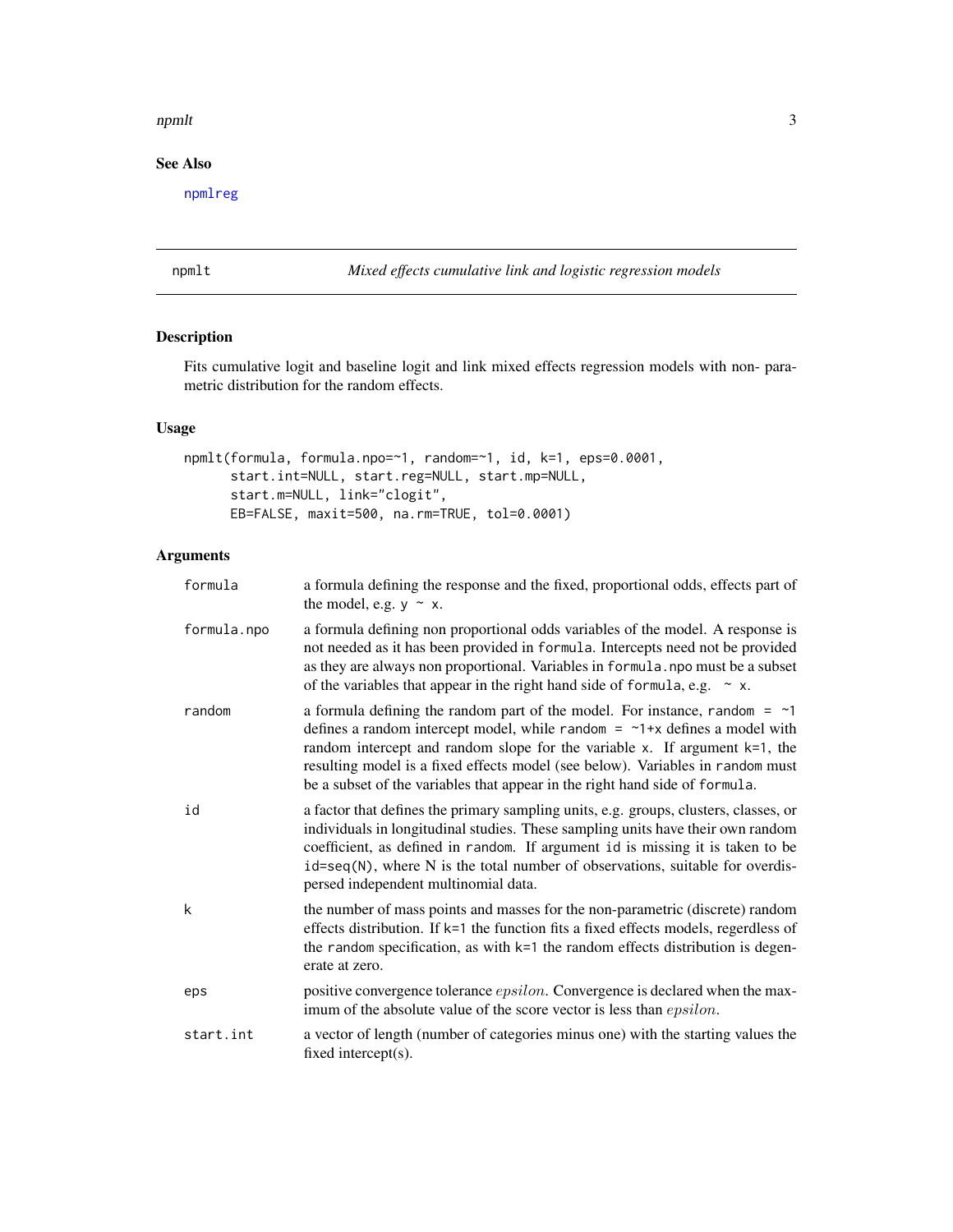## See Also

npmlreg

---

## npmlt — *Mixed effects cumulative link and logistic regression models*

### Description

Fits cumulative logit and baseline logit and link mixed effects regression models with non- parametric distribution for the random effects.

### Usage

```
npmlt(formula, formula.npo=~1, random=~1, id, k=1, eps=0.0001,
      start.int=NULL, start.reg=NULL, start.mp=NULL,
      start.m=NULL, link="clogit",
      EB=FALSE, maxit=500, na.rm=TRUE, tol=0.0001)
```

### Arguments

| Argument | Description |
|---|---|
| `formula` | a formula defining the response and the fixed, proportional odds, effects part of the model, e.g. `y ~ x`. |
| `formula.npo` | a formula defining non proportional odds variables of the model. A response is not needed as it has been provided in `formula`. Intercepts need not be provided as they are always non proportional. Variables in `formula.npo` must be a subset of the variables that appear in the right hand side of `formula`, e.g. `~ x`. |
| `random` | a formula defining the random part of the model. For instance, `random = ~1` defines a random intercept model, while `random = ~1+x` defines a model with random intercept and random slope for the variable `x`. If argument `k=1`, the resulting model is a fixed effects model (see below). Variables in `random` must be a subset of the variables that appear in the right hand side of `formula`. |
| `id` | a factor that defines the primary sampling units, e.g. groups, clusters, classes, or individuals in longitudinal studies. These sampling units have their own random coefficient, as defined in `random`. If argument `id` is missing it is taken to be `id=seq(N)`, where N is the total number of observations, suitable for overdispersed independent multinomial data. |
| `k` | the number of mass points and masses for the non-parametric (discrete) random effects distribution. If `k=1` the function fits a fixed effects models, regerdless of the `random` specification, as with `k=1` the random effects distribution is degenerate at zero. |
| `eps` | positive convergence tolerance $epsilon$. Convergence is declared when the maximum of the absolute value of the score vector is less than $epsilon$. |
| `start.int` | a vector of length (number of categories minus one) with the starting values the fixed intercept(s). |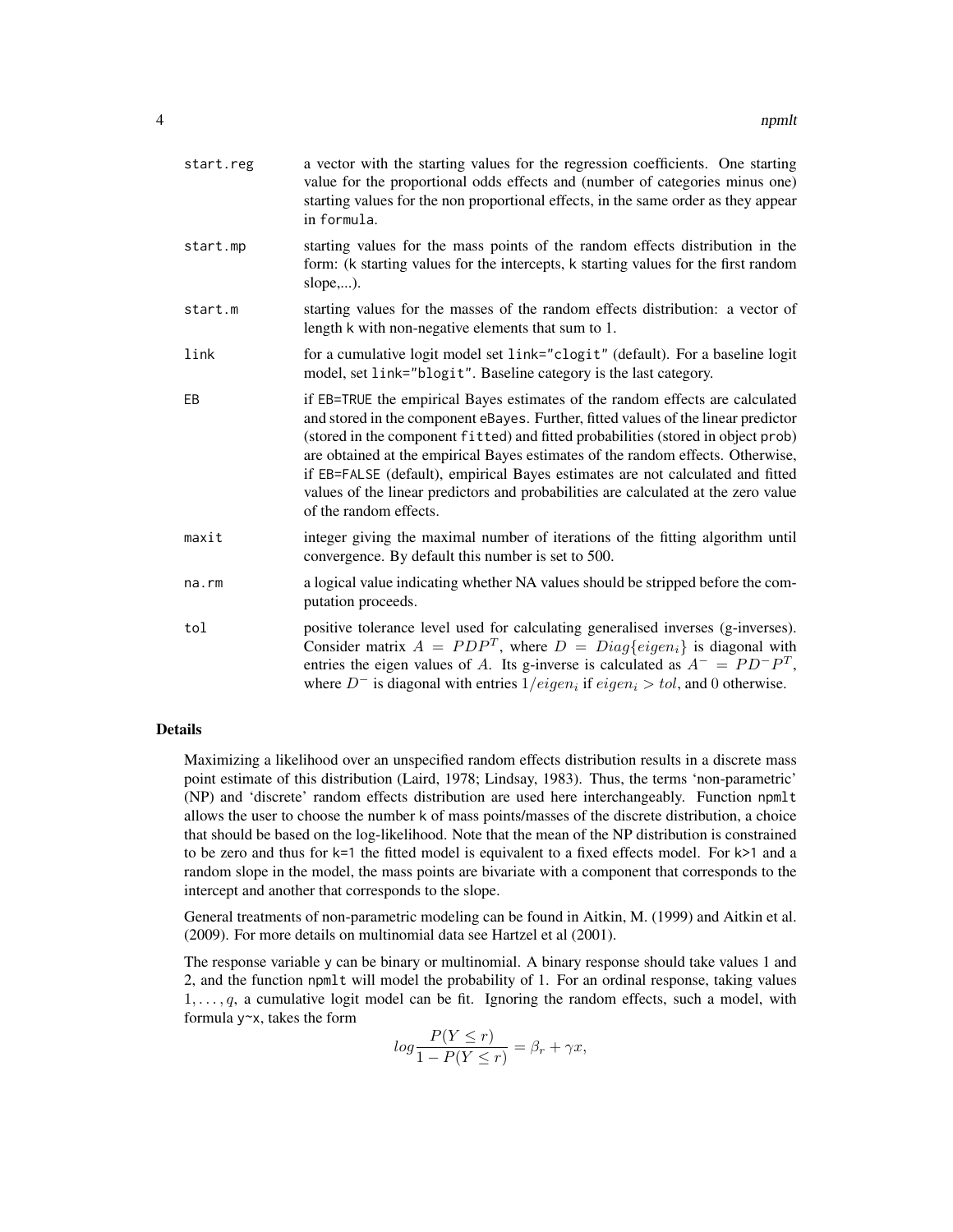`start.reg` a vector with the starting values for the regression coefficients. One starting value for the proportional odds effects and (number of categories minus one) starting values for the non proportional effects, in the same order as they appear in `formula`.

`start.mp` starting values for the mass points of the random effects distribution in the form: (k starting values for the intercepts, k starting values for the first random slope,...).

`start.m` starting values for the masses of the random effects distribution: a vector of length k with non-negative elements that sum to 1.

`link` for a cumulative logit model set `link="clogit"` (default). For a baseline logit model, set `link="blogit"`. Baseline category is the last category.

`EB` if `EB=TRUE` the empirical Bayes estimates of the random effects are calculated and stored in the component `eBayes`. Further, fitted values of the linear predictor (stored in the component `fitted`) and fitted probabilities (stored in object `prob`) are obtained at the empirical Bayes estimates of the random effects. Otherwise, if `EB=FALSE` (default), empirical Bayes estimates are not calculated and fitted values of the linear predictors and probabilities are calculated at the zero value of the random effects.

`maxit` integer giving the maximal number of iterations of the fitting algorithm until convergence. By default this number is set to 500.

`na.rm` a logical value indicating whether NA values should be stripped before the computation proceeds.

`tol` positive tolerance level used for calculating generalised inverses (g-inverses). Consider matrix $A = PDP^T$, where $D = Diag\{eigen_i\}$ is diagonal with entries the eigen values of $A$. Its g-inverse is calculated as $A^- = PD^-P^T$, where $D^-$ is diagonal with entries $1/eigen_i$ if $eigen_i > tol$, and 0 otherwise.

## Details

Maximizing a likelihood over an unspecified random effects distribution results in a discrete mass point estimate of this distribution (Laird, 1978; Lindsay, 1983). Thus, the terms 'non-parametric' (NP) and 'discrete' random effects distribution are used here interchangeably. Function `npmlt` allows the user to choose the number k of mass points/masses of the discrete distribution, a choice that should be based on the log-likelihood. Note that the mean of the NP distribution is constrained to be zero and thus for k=1 the fitted model is equivalent to a fixed effects model. For k>1 and a random slope in the model, the mass points are bivariate with a component that corresponds to the intercept and another that corresponds to the slope.

General treatments of non-parametric modeling can be found in Aitkin, M. (1999) and Aitkin et al. (2009). For more details on multinomial data see Hartzel et al (2001).

The response variable y can be binary or multinomial. A binary response should take values 1 and 2, and the function `npmlt` will model the probability of 1. For an ordinal response, taking values $1, \ldots, q$, a cumulative logit model can be fit. Ignoring the random effects, such a model, with formula `y~x`, takes the form

$$log\frac{P(Y \leq r)}{1 - P(Y \leq r)} = \beta_r + \gamma x,$$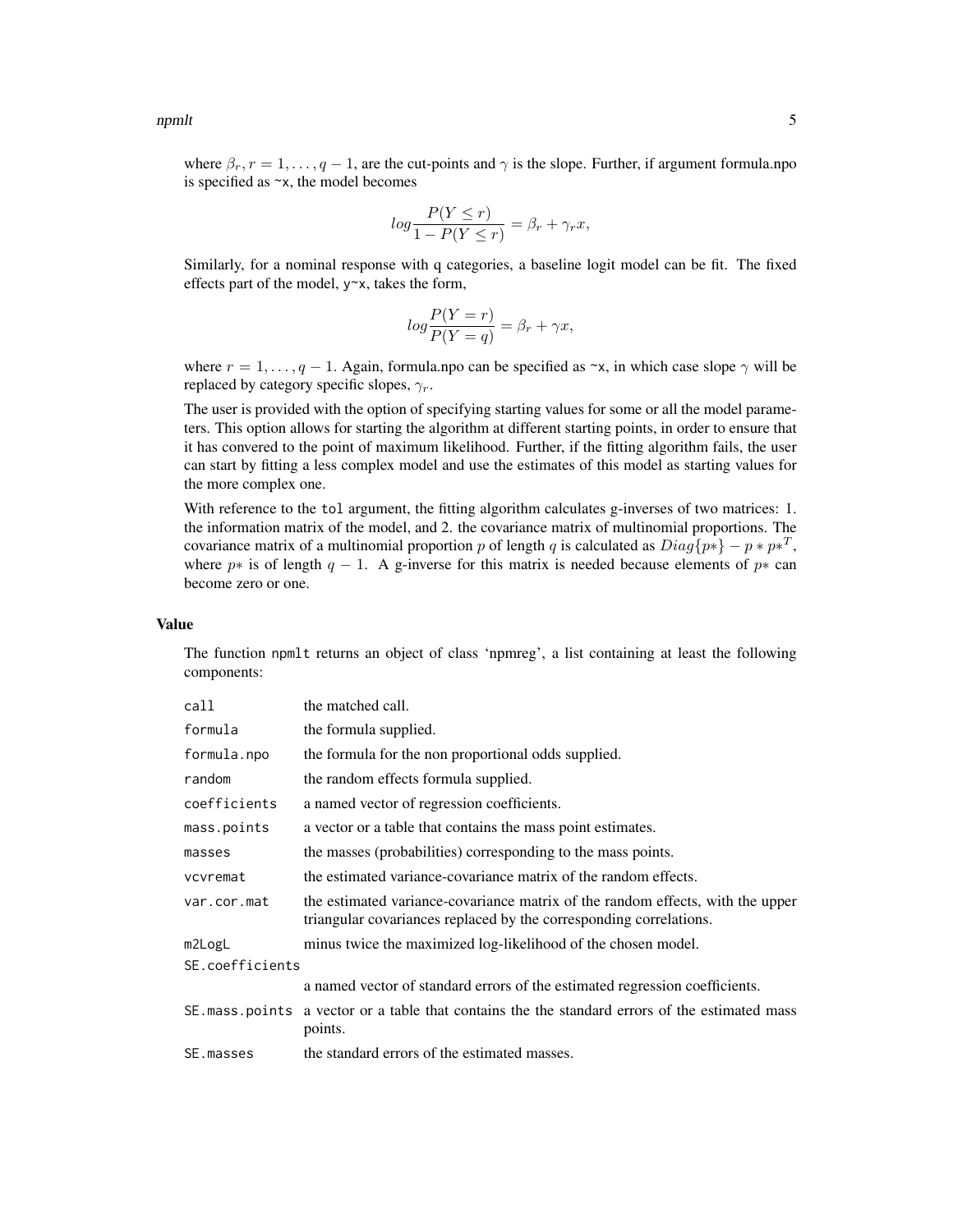where $\beta_r, r = 1, \ldots, q-1$, are the cut-points and $\gamma$ is the slope. Further, if argument formula.npo is specified as `~x`, the model becomes

$$log\frac{P(Y \leq r)}{1 - P(Y \leq r)} = \beta_r + \gamma_r x,$$

Similarly, for a nominal response with q categories, a baseline logit model can be fit. The fixed effects part of the model, `y~x`, takes the form,

$$log\frac{P(Y = r)}{P(Y = q)} = \beta_r + \gamma x,$$

where $r = 1, \ldots, q-1$. Again, formula.npo can be specified as `~x`, in which case slope $\gamma$ will be replaced by category specific slopes, $\gamma_r$.

The user is provided with the option of specifying starting values for some or all the model parameters. This option allows for starting the algorithm at different starting points, in order to ensure that it has convered to the point of maximum likelihood. Further, if the fitting algorithm fails, the user can start by fitting a less complex model and use the estimates of this model as starting values for the more complex one.

With reference to the `tol` argument, the fitting algorithm calculates g-inverses of two matrices: 1. the information matrix of the model, and 2. the covariance matrix of multinomial proportions. The covariance matrix of a multinomial proportion $p$ of length $q$ is calculated as $Diag\{p*\} - p * p*^T$, where $p*$ is of length $q-1$. A g-inverse for this matrix is needed because elements of $p*$ can become zero or one.

## Value

The function `npmlt` returns an object of class 'npmreg', a list containing at least the following components:

| | |
|---|---|
| `call` | the matched call. |
| `formula` | the formula supplied. |
| `formula.npo` | the formula for the non proportional odds supplied. |
| `random` | the random effects formula supplied. |
| `coefficients` | a named vector of regression coefficients. |
| `mass.points` | a vector or a table that contains the mass point estimates. |
| `masses` | the masses (probabilities) corresponding to the mass points. |
| `vcvremat` | the estimated variance-covariance matrix of the random effects. |
| `var.cor.mat` | the estimated variance-covariance matrix of the random effects, with the upper triangular covariances replaced by the corresponding correlations. |
| `m2LogL` | minus twice the maximized log-likelihood of the chosen model. |
| `SE.coefficients` | a named vector of standard errors of the estimated regression coefficients. |
| `SE.mass.points` | a vector or a table that contains the the standard errors of the estimated mass points. |
| `SE.masses` | the standard errors of the estimated masses. |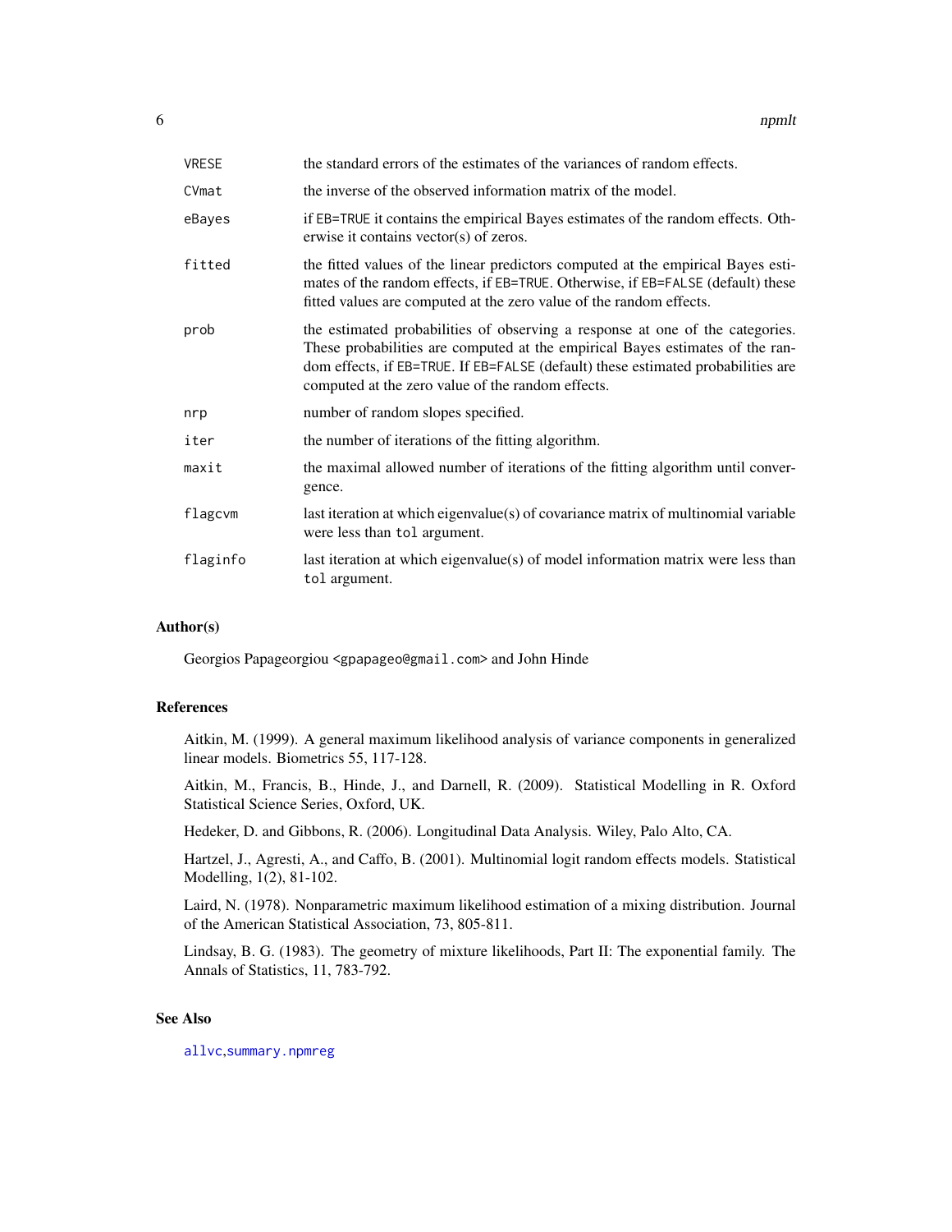| | |
|---|---|
| VRESE | the standard errors of the estimates of the variances of random effects. |
| CVmat | the inverse of the observed information matrix of the model. |
| eBayes | if EB=TRUE it contains the empirical Bayes estimates of the random effects. Otherwise it contains vector(s) of zeros. |
| fitted | the fitted values of the linear predictors computed at the empirical Bayes estimates of the random effects, if EB=TRUE. Otherwise, if EB=FALSE (default) these fitted values are computed at the zero value of the random effects. |
| prob | the estimated probabilities of observing a response at one of the categories. These probabilities are computed at the empirical Bayes estimates of the random effects, if EB=TRUE. If EB=FALSE (default) these estimated probabilities are computed at the zero value of the random effects. |
| nrp | number of random slopes specified. |
| iter | the number of iterations of the fitting algorithm. |
| maxit | the maximal allowed number of iterations of the fitting algorithm until convergence. |
| flagcvm | last iteration at which eigenvalue(s) of covariance matrix of multinomial variable were less than tol argument. |
| flaginfo | last iteration at which eigenvalue(s) of model information matrix were less than tol argument. |

## Author(s)

Georgios Papageorgiou <gpapageo@gmail.com> and John Hinde

## References

Aitkin, M. (1999). A general maximum likelihood analysis of variance components in generalized linear models. Biometrics 55, 117-128.

Aitkin, M., Francis, B., Hinde, J., and Darnell, R. (2009). Statistical Modelling in R. Oxford Statistical Science Series, Oxford, UK.

Hedeker, D. and Gibbons, R. (2006). Longitudinal Data Analysis. Wiley, Palo Alto, CA.

Hartzel, J., Agresti, A., and Caffo, B. (2001). Multinomial logit random effects models. Statistical Modelling, 1(2), 81-102.

Laird, N. (1978). Nonparametric maximum likelihood estimation of a mixing distribution. Journal of the American Statistical Association, 73, 805-811.

Lindsay, B. G. (1983). The geometry of mixture likelihoods, Part II: The exponential family. The Annals of Statistics, 11, 783-792.

## See Also

allvc, summary.npmreg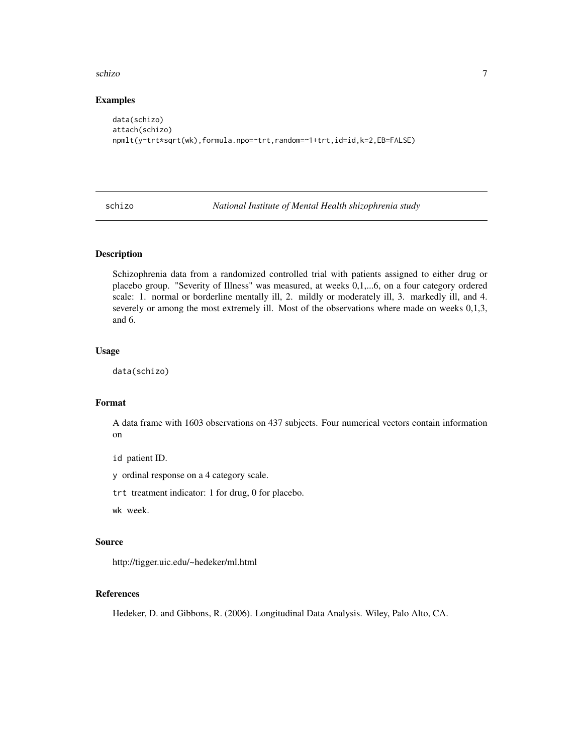## Examples

```
data(schizo)
attach(schizo)
npmlt(y~trt*sqrt(wk),formula.npo=~trt,random=~1+trt,id=id,k=2,EB=FALSE)
```

---

# schizo — *National Institute of Mental Health shizophrenia study*

---

## Description

Schizophrenia data from a randomized controlled trial with patients assigned to either drug or placebo group. "Severity of Illness" was measured, at weeks 0,1,...6, on a four category ordered scale: 1. normal or borderline mentally ill, 2. mildly or moderately ill, 3. markedly ill, and 4. severely or among the most extremely ill. Most of the observations where made on weeks 0,1,3, and 6.

## Usage

```
data(schizo)
```

## Format

A data frame with 1603 observations on 437 subjects. Four numerical vectors contain information on

`id` patient ID.

`y` ordinal response on a 4 category scale.

`trt` treatment indicator: 1 for drug, 0 for placebo.

`wk` week.

## Source

http://tigger.uic.edu/~hedeker/ml.html

## References

Hedeker, D. and Gibbons, R. (2006). Longitudinal Data Analysis. Wiley, Palo Alto, CA.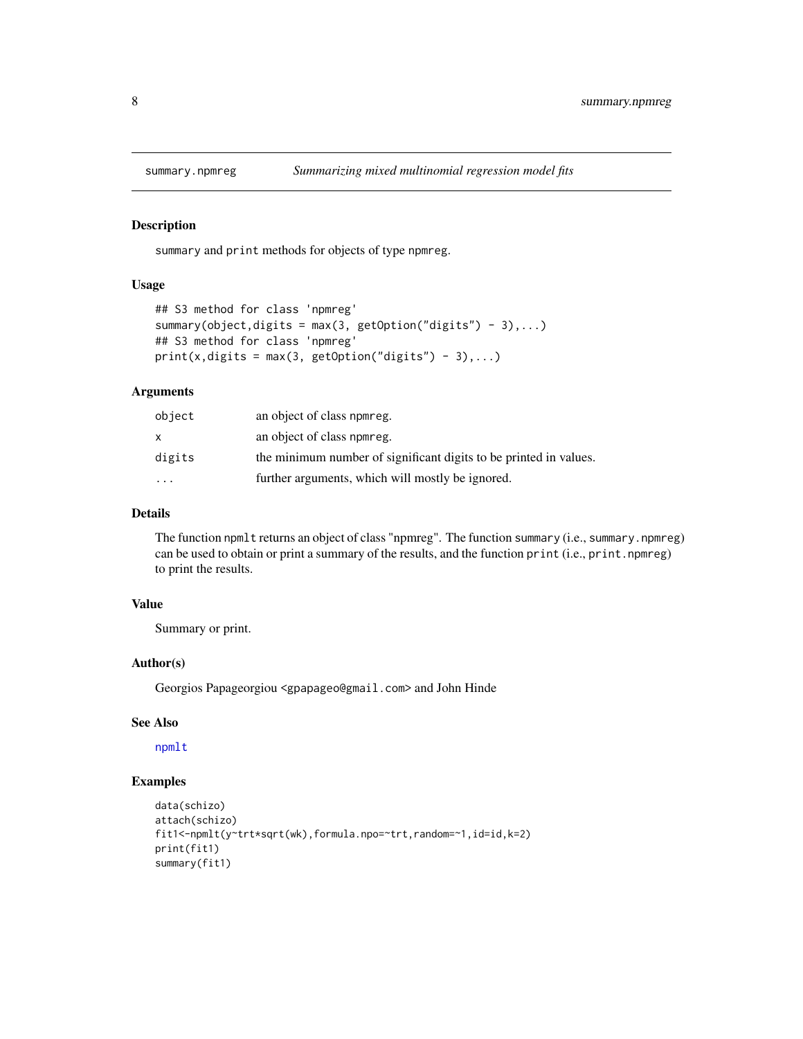summary.npmreg *Summarizing mixed multinomial regression model fits*

### Description

summary and print methods for objects of type npmreg.

### Usage

```
## S3 method for class 'npmreg'
summary(object,digits = max(3, getOption("digits") - 3),...)
## S3 method for class 'npmreg'
print(x,digits = max(3, getOption("digits") - 3),...)
```

### Arguments

| | |
|---|---|
| object | an object of class npmreg. |
| x | an object of class npmreg. |
| digits | the minimum number of significant digits to be printed in values. |
| ... | further arguments, which will mostly be ignored. |

### Details

The function npmlt returns an object of class "npmreg". The function summary (i.e., summary.npmreg) can be used to obtain or print a summary of the results, and the function print (i.e., print.npmreg) to print the results.

### Value

Summary or print.

### Author(s)

Georgios Papageorgiou <gpapageo@gmail.com> and John Hinde

### See Also

npmlt

### Examples

```
data(schizo)
attach(schizo)
fit1<-npmlt(y~trt*sqrt(wk),formula.npo=~trt,random=~1,id=id,k=2)
print(fit1)
summary(fit1)
```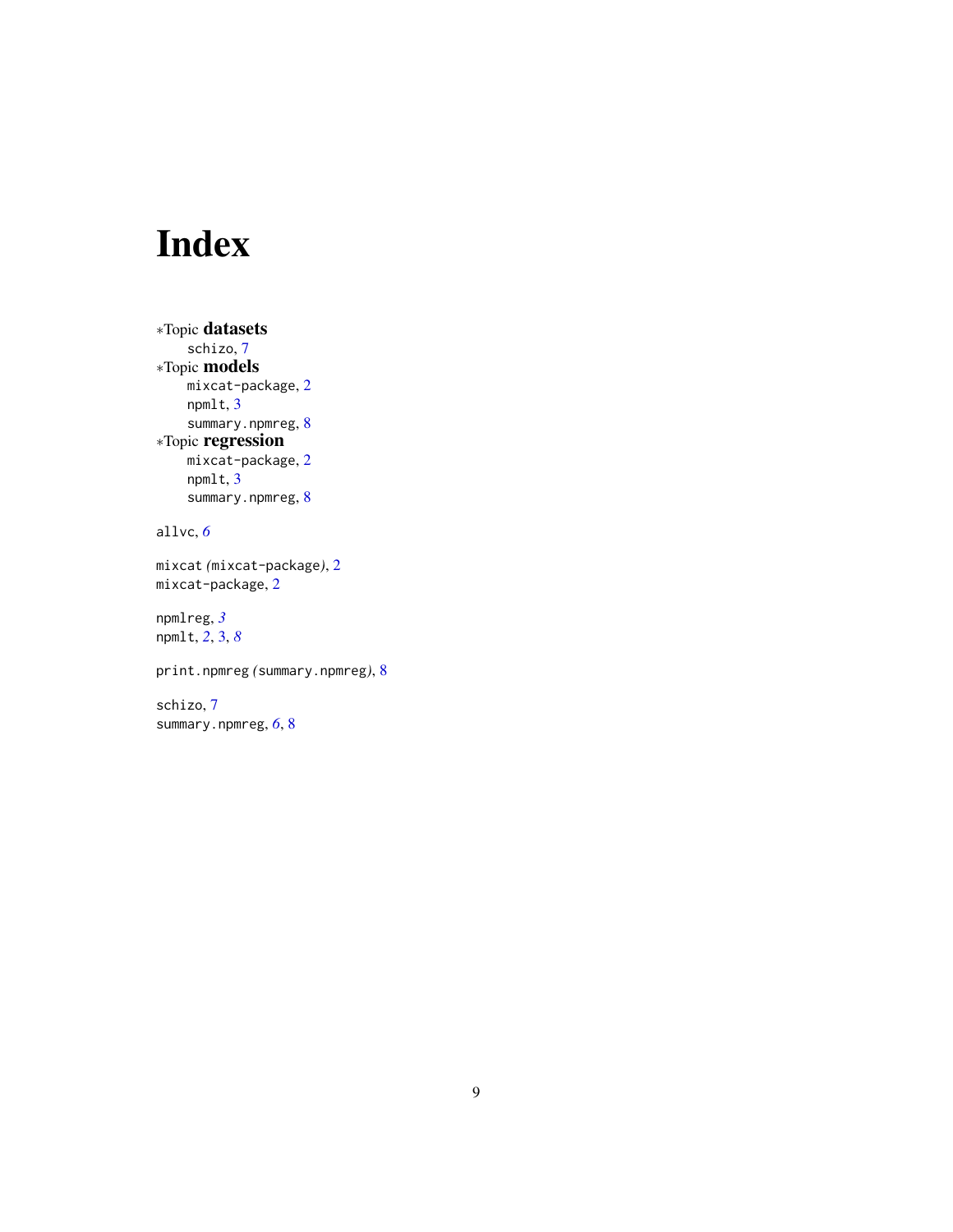# Index

*Topic **datasets**
    schizo, 7

*Topic **models**
    mixcat-package, 2
    npmlt, 3
    summary.npmreg, 8

*Topic **regression**
    mixcat-package, 2
    npmlt, 3
    summary.npmreg, 8

allvc, *6*

mixcat *(*mixcat-package*)*, 2
mixcat-package, 2

npmlreg, *3*
npmlt, *2*, 3, *8*

print.npmreg *(*summary.npmreg*)*, 8

schizo, 7
summary.npmreg, *6*, 8